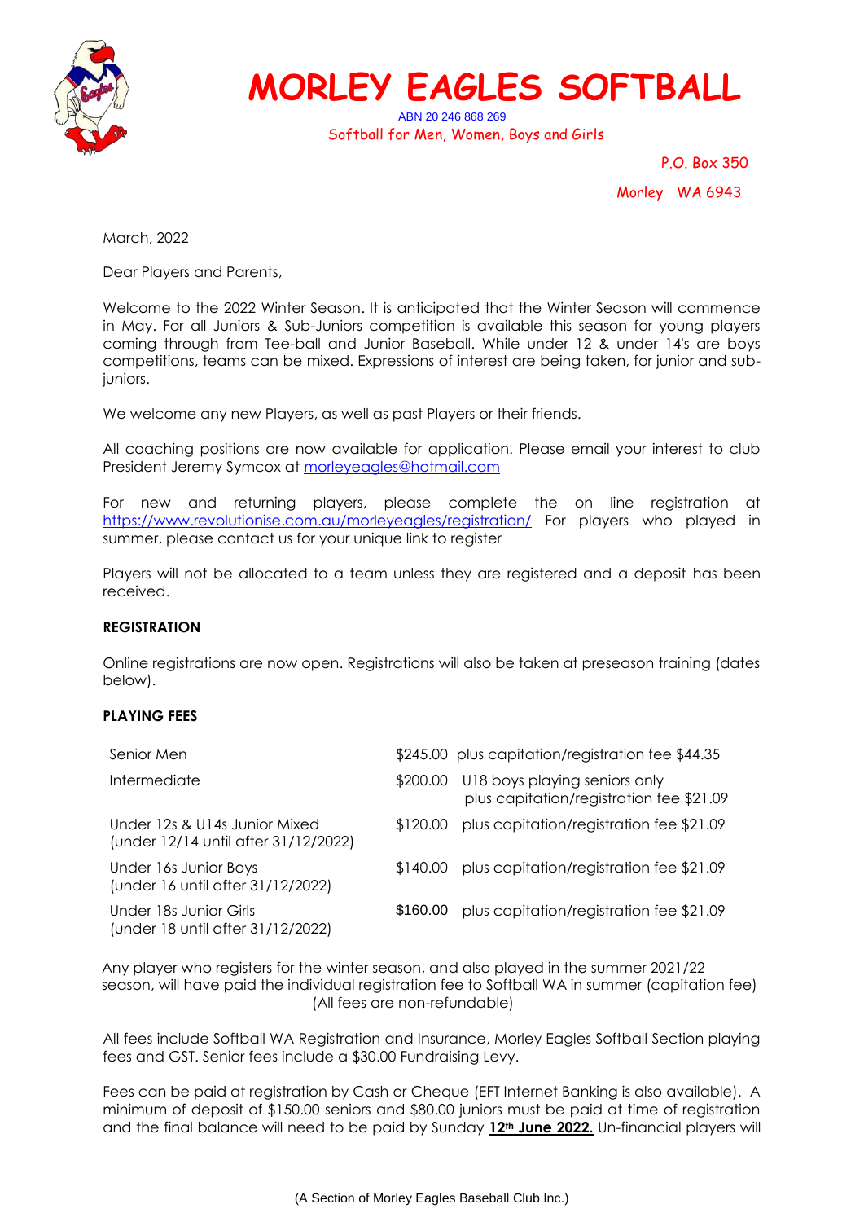# MORLEY EAGLES SOFTBALL

ABN 20 246 868 269

Softball for Men, Women, Boys and Girls

P.O. Box 350

Morley WA 6943

March, 2022

Dear Players and Parents,

Welcome to the 2022 Winter Season. It is anticipated that the Winter Season will commence in May. For all Juniors & Sub-Juniors competition is available this season for young players coming through from Tee-ball and Junior Baseball. While under 12 & under 14's are boys competitions, teams can be mixed. Expressions of interest are being taken, for junior and sub-juniors.

We welcome any new Players, as well as past Players or their friends.

All coaching positions are now available for application. Please email your interest to club President Jeremy Symcox at morleyeagles@hotmail.com

For new and returning players, please complete the on line registration at https://www.revolutionise.com.au/morleyeagles/registration/ For players who played in summer, please contact us for your unique link to register

Players will not be allocated to a team unless they are registered and a deposit has been received.

**REGISTRATION**

Online registrations are now open. Registrations will also be taken at preseason training (dates below).

**PLAYING FEES**

| | | |
|---|---|---|
| Senior Men | $245.00 | plus capitation/registration fee $44.35 |
| Intermediate | $200.00 | U18 boys playing seniors only plus capitation/registration fee $21.09 |
| Under 12s & U14s Junior Mixed (under 12/14 until after 31/12/2022) | $120.00 | plus capitation/registration fee $21.09 |
| Under 16s Junior Boys (under 16 until after 31/12/2022) | $140.00 | plus capitation/registration fee $21.09 |
| Under 18s Junior Girls (under 18 until after 31/12/2022) | $160.00 | plus capitation/registration fee $21.09 |

Any player who registers for the winter season, and also played in the summer 2021/22 season, will have paid the individual registration fee to Softball WA in summer (capitation fee) (All fees are non-refundable)

All fees include Softball WA Registration and Insurance, Morley Eagles Softball Section playing fees and GST. Senior fees include a $30.00 Fundraising Levy.

Fees can be paid at registration by Cash or Cheque (EFT Internet Banking is also available). A minimum of deposit of $150.00 seniors and $80.00 juniors must be paid at time of registration and the final balance will need to be paid by Sunday **12th June 2022.** Un-financial players will

(A Section of Morley Eagles Baseball Club Inc.)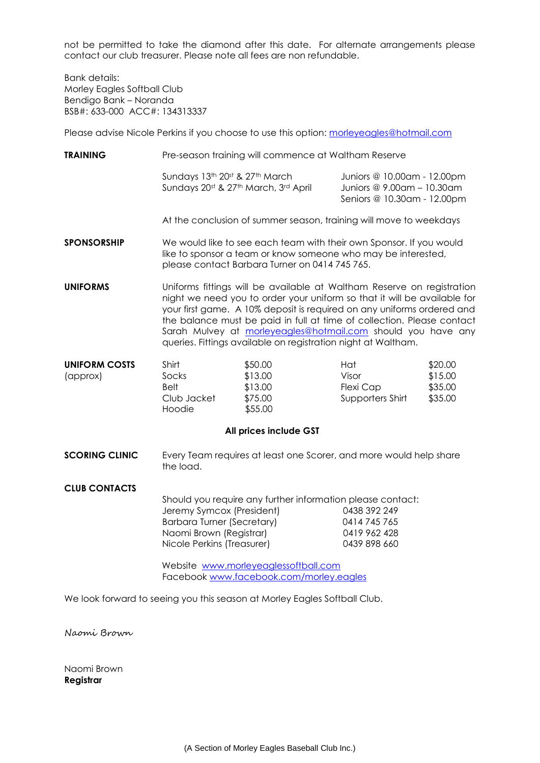not be permitted to take the diamond after this date. For alternate arrangements please contact our club treasurer. Please note all fees are non refundable.

Bank details:
Morley Eagles Softball Club
Bendigo Bank – Noranda
BSB#: 633-000 ACC#: 134313337

Please advise Nicole Perkins if you choose to use this option: morleyeagles@hotmail.com

**TRAINING**

Pre-season training will commence at Waltham Reserve

| | |
|---|---|
| Sundays 13th 20st & 27th March | Juniors @ 10.00am - 12.00pm |
| Sundays 20st & 27th March, 3rd April | Juniors @ 9.00am – 10.30am |
| | Seniors @ 10.30am - 12.00pm |

At the conclusion of summer season, training will move to weekdays

**SPONSORSHIP**

We would like to see each team with their own Sponsor. If you would like to sponsor a team or know someone who may be interested, please contact Barbara Turner on 0414 745 765.

**UNIFORMS**

Uniforms fittings will be available at Waltham Reserve on registration night we need you to order your uniform so that it will be available for your first game. A 10% deposit is required on any uniforms ordered and the balance must be paid in full at time of collection. Please contact Sarah Mulvey at morleyeagles@hotmail.com should you have any queries. Fittings available on registration night at Waltham.

**UNIFORM COSTS** (approx)

| | | | |
|---|---|---|---|
| Shirt | $50.00 | Hat | $20.00 |
| Socks | $13.00 | Visor | $15.00 |
| Belt | $13.00 | Flexi Cap | $35.00 |
| Club Jacket | $75.00 | Supporters Shirt | $35.00 |
| Hoodie | $55.00 | | |

**All prices include GST**

**SCORING CLINIC**

Every Team requires at least one Scorer, and more would help share the load.

**CLUB CONTACTS**

Should you require any further information please contact:

| | |
|---|---|
| Jeremy Symcox (President) | 0438 392 249 |
| Barbara Turner (Secretary) | 0414 745 765 |
| Naomi Brown (Registrar) | 0419 962 428 |
| Nicole Perkins (Treasurer) | 0439 898 660 |

Website www.morleyeaglessoftball.com
Facebook www.facebook.com/morley.eagles

We look forward to seeing you this season at Morley Eagles Softball Club.

*Naomi Brown*

Naomi Brown
**Registrar**

(A Section of Morley Eagles Baseball Club Inc.)